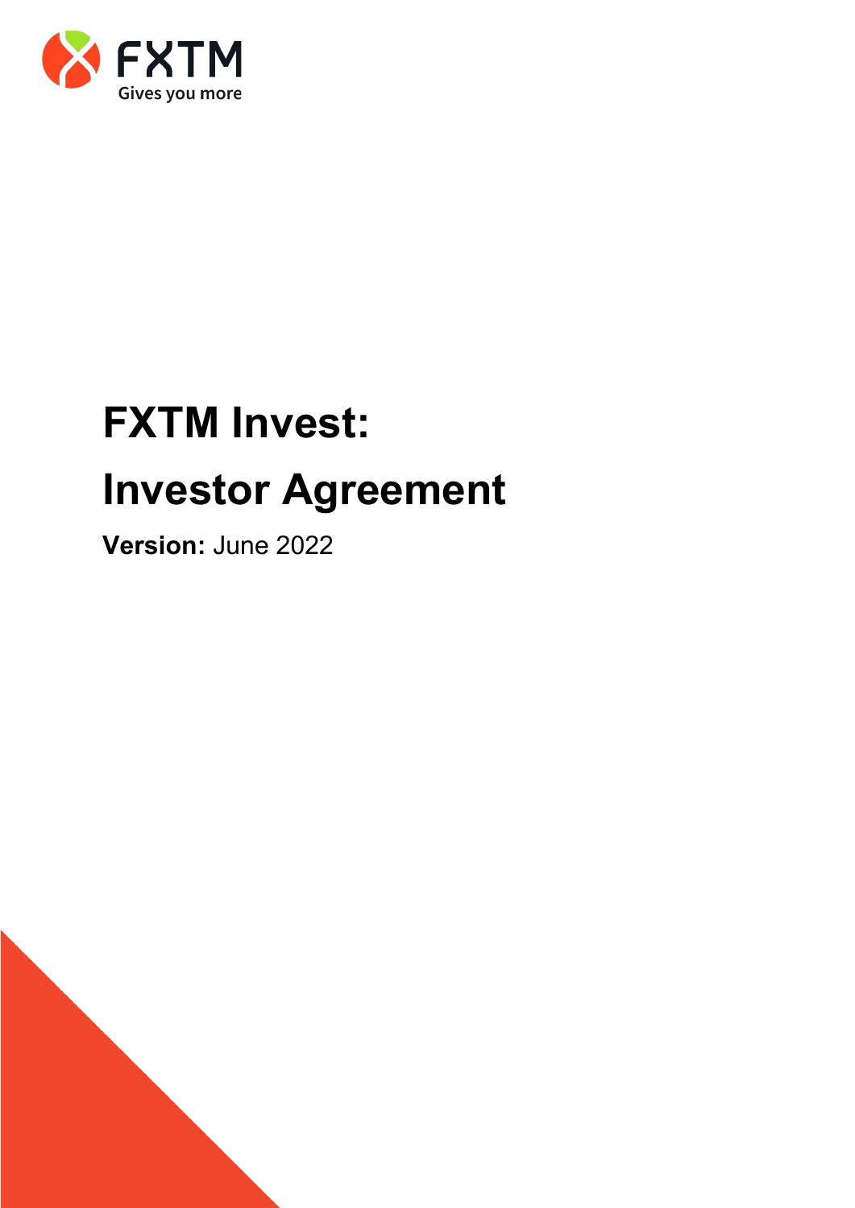FXTM

Gives you more

# FXTM Invest:

# Investor Agreement

**Version:** June 2022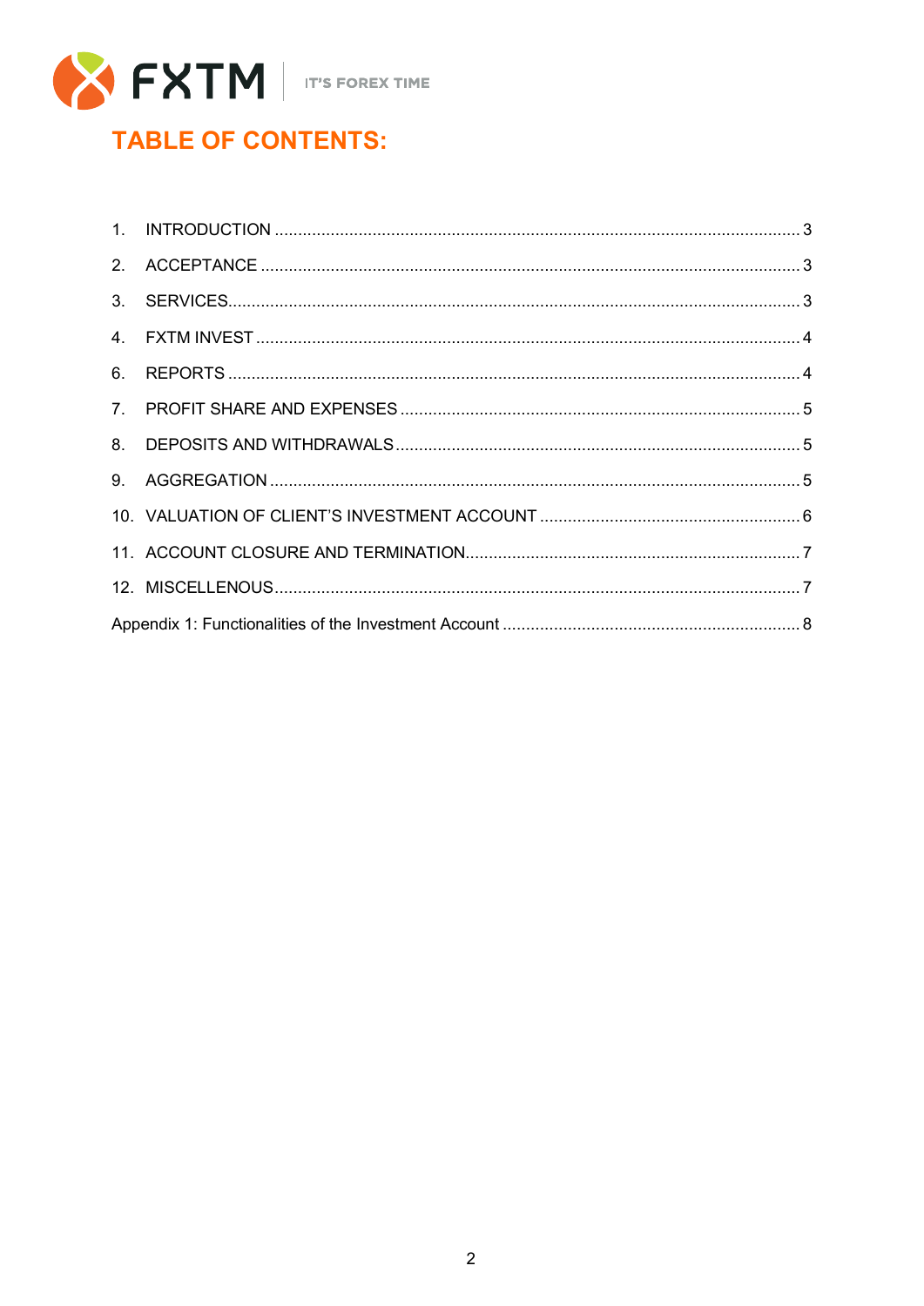# TABLE OF CONTENTS:

1. INTRODUCTION ... 3
2. ACCEPTANCE ... 3
3. SERVICES ... 3
4. FXTM INVEST ... 4
6. REPORTS ... 4
7. PROFIT SHARE AND EXPENSES ... 5
8. DEPOSITS AND WITHDRAWALS ... 5
9. AGGREGATION ... 5
10. VALUATION OF CLIENT'S INVESTMENT ACCOUNT ... 6
11. ACCOUNT CLOSURE AND TERMINATION ... 7
12. MISCELLENOUS ... 7

Appendix 1: Functionalities of the Investment Account ... 8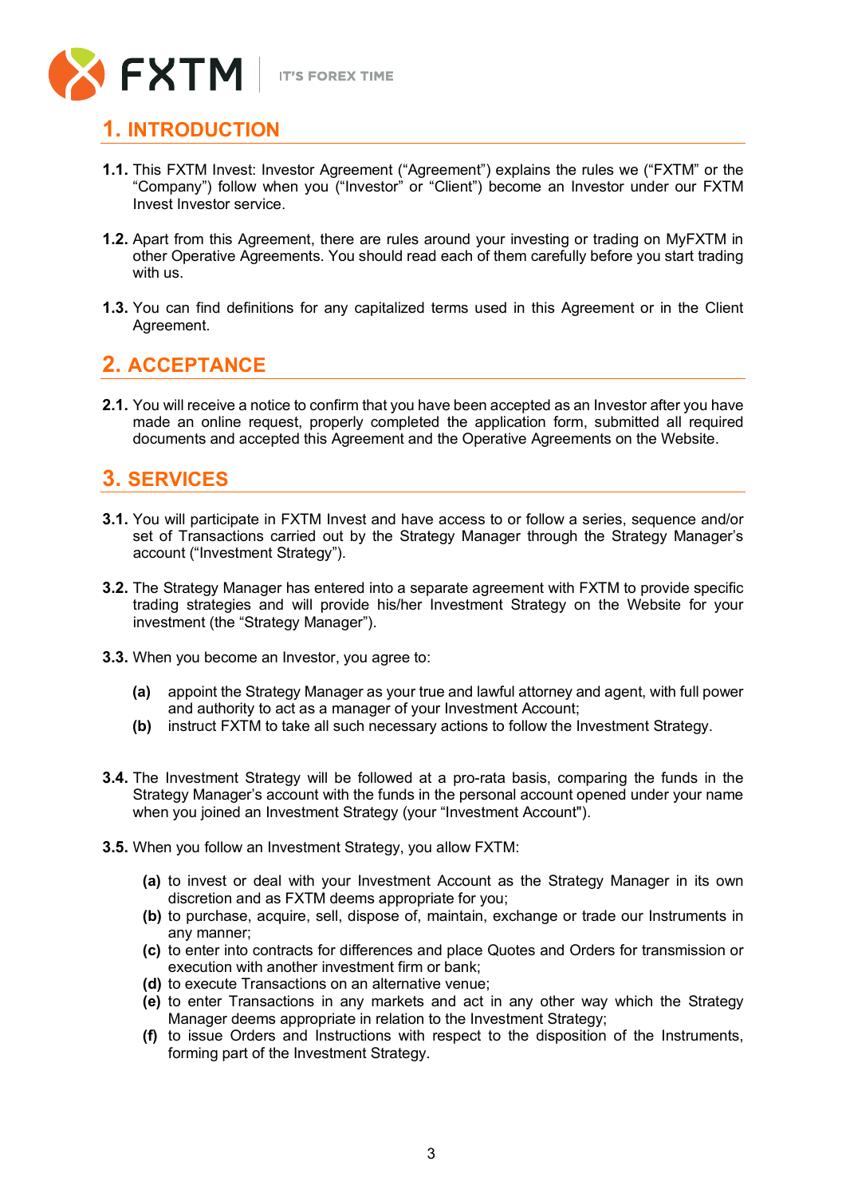## 1. INTRODUCTION

**1.1.** This FXTM Invest: Investor Agreement ("Agreement") explains the rules we ("FXTM" or the "Company") follow when you ("Investor" or "Client") become an Investor under our FXTM Invest Investor service.

**1.2.** Apart from this Agreement, there are rules around your investing or trading on MyFXTM in other Operative Agreements. You should read each of them carefully before you start trading with us.

**1.3.** You can find definitions for any capitalized terms used in this Agreement or in the Client Agreement.

## 2. ACCEPTANCE

**2.1.** You will receive a notice to confirm that you have been accepted as an Investor after you have made an online request, properly completed the application form, submitted all required documents and accepted this Agreement and the Operative Agreements on the Website.

## 3. SERVICES

**3.1.** You will participate in FXTM Invest and have access to or follow a series, sequence and/or set of Transactions carried out by the Strategy Manager through the Strategy Manager's account ("Investment Strategy").

**3.2.** The Strategy Manager has entered into a separate agreement with FXTM to provide specific trading strategies and will provide his/her Investment Strategy on the Website for your investment (the "Strategy Manager").

**3.3.** When you become an Investor, you agree to:

- **(a)** appoint the Strategy Manager as your true and lawful attorney and agent, with full power and authority to act as a manager of your Investment Account;
- **(b)** instruct FXTM to take all such necessary actions to follow the Investment Strategy.

**3.4.** The Investment Strategy will be followed at a pro-rata basis, comparing the funds in the Strategy Manager's account with the funds in the personal account opened under your name when you joined an Investment Strategy (your "Investment Account").

**3.5.** When you follow an Investment Strategy, you allow FXTM:

- **(a)** to invest or deal with your Investment Account as the Strategy Manager in its own discretion and as FXTM deems appropriate for you;
- **(b)** to purchase, acquire, sell, dispose of, maintain, exchange or trade our Instruments in any manner;
- **(c)** to enter into contracts for differences and place Quotes and Orders for transmission or execution with another investment firm or bank;
- **(d)** to execute Transactions on an alternative venue;
- **(e)** to enter Transactions in any markets and act in any other way which the Strategy Manager deems appropriate in relation to the Investment Strategy;
- **(f)** to issue Orders and Instructions with respect to the disposition of the Instruments, forming part of the Investment Strategy.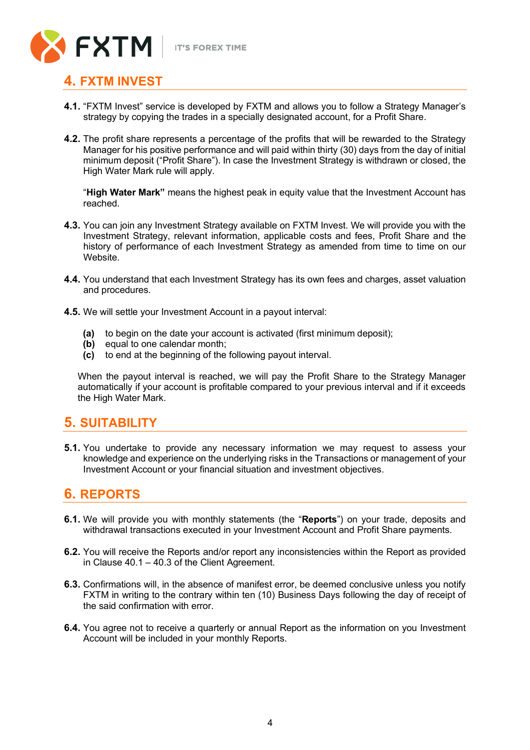## 4. FXTM INVEST

**4.1.** "FXTM Invest" service is developed by FXTM and allows you to follow a Strategy Manager's strategy by copying the trades in a specially designated account, for a Profit Share.

**4.2.** The profit share represents a percentage of the profits that will be rewarded to the Strategy Manager for his positive performance and will paid within thirty (30) days from the day of initial minimum deposit ("Profit Share"). In case the Investment Strategy is withdrawn or closed, the High Water Mark rule will apply.

"**High Water Mark"** means the highest peak in equity value that the Investment Account has reached.

**4.3.** You can join any Investment Strategy available on FXTM Invest. We will provide you with the Investment Strategy, relevant information, applicable costs and fees, Profit Share and the history of performance of each Investment Strategy as amended from time to time on our Website.

**4.4.** You understand that each Investment Strategy has its own fees and charges, asset valuation and procedures.

**4.5.** We will settle your Investment Account in a payout interval:

- **(a)** to begin on the date your account is activated (first minimum deposit);
- **(b)** equal to one calendar month;
- **(c)** to end at the beginning of the following payout interval.

When the payout interval is reached, we will pay the Profit Share to the Strategy Manager automatically if your account is profitable compared to your previous interval and if it exceeds the High Water Mark.

## 5. SUITABILITY

**5.1.** You undertake to provide any necessary information we may request to assess your knowledge and experience on the underlying risks in the Transactions or management of your Investment Account or your financial situation and investment objectives.

## 6. REPORTS

**6.1.** We will provide you with monthly statements (the "**Reports**") on your trade, deposits and withdrawal transactions executed in your Investment Account and Profit Share payments.

**6.2.** You will receive the Reports and/or report any inconsistencies within the Report as provided in Clause 40.1 – 40.3 of the Client Agreement.

**6.3.** Confirmations will, in the absence of manifest error, be deemed conclusive unless you notify FXTM in writing to the contrary within ten (10) Business Days following the day of receipt of the said confirmation with error.

**6.4.** You agree not to receive a quarterly or annual Report as the information on you Investment Account will be included in your monthly Reports.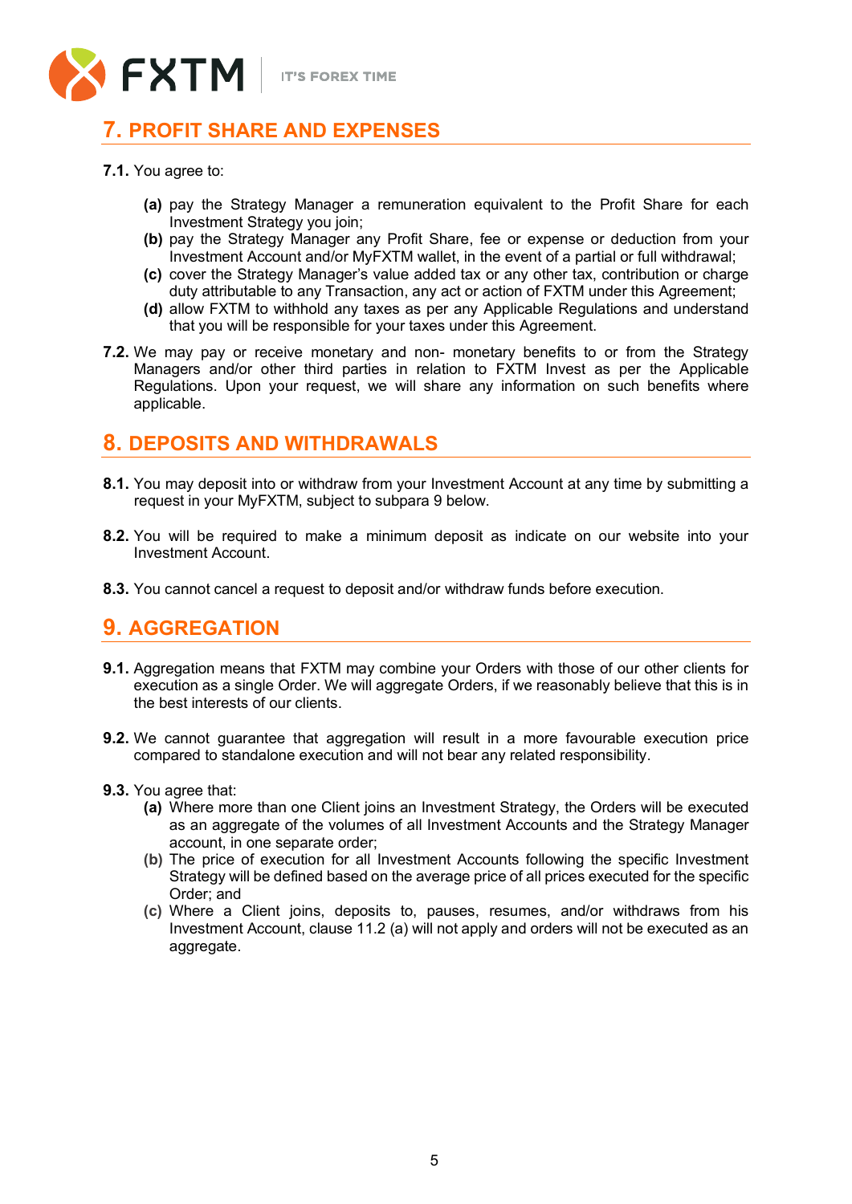## 7. PROFIT SHARE AND EXPENSES

**7.1.** You agree to:

- **(a)** pay the Strategy Manager a remuneration equivalent to the Profit Share for each Investment Strategy you join;
- **(b)** pay the Strategy Manager any Profit Share, fee or expense or deduction from your Investment Account and/or MyFXTM wallet, in the event of a partial or full withdrawal;
- **(c)** cover the Strategy Manager's value added tax or any other tax, contribution or charge duty attributable to any Transaction, any act or action of FXTM under this Agreement;
- **(d)** allow FXTM to withhold any taxes as per any Applicable Regulations and understand that you will be responsible for your taxes under this Agreement.

**7.2.** We may pay or receive monetary and non- monetary benefits to or from the Strategy Managers and/or other third parties in relation to FXTM Invest as per the Applicable Regulations. Upon your request, we will share any information on such benefits where applicable.

## 8. DEPOSITS AND WITHDRAWALS

**8.1.** You may deposit into or withdraw from your Investment Account at any time by submitting a request in your MyFXTM, subject to subpara 9 below.

**8.2.** You will be required to make a minimum deposit as indicate on our website into your Investment Account.

**8.3.** You cannot cancel a request to deposit and/or withdraw funds before execution.

## 9. AGGREGATION

**9.1.** Aggregation means that FXTM may combine your Orders with those of our other clients for execution as a single Order. We will aggregate Orders, if we reasonably believe that this is in the best interests of our clients.

**9.2.** We cannot guarantee that aggregation will result in a more favourable execution price compared to standalone execution and will not bear any related responsibility.

**9.3.** You agree that:

- **(a)** Where more than one Client joins an Investment Strategy, the Orders will be executed as an aggregate of the volumes of all Investment Accounts and the Strategy Manager account, in one separate order;
- **(b)** The price of execution for all Investment Accounts following the specific Investment Strategy will be defined based on the average price of all prices executed for the specific Order; and
- **(c)** Where a Client joins, deposits to, pauses, resumes, and/or withdraws from his Investment Account, clause 11.2 (a) will not apply and orders will not be executed as an aggregate.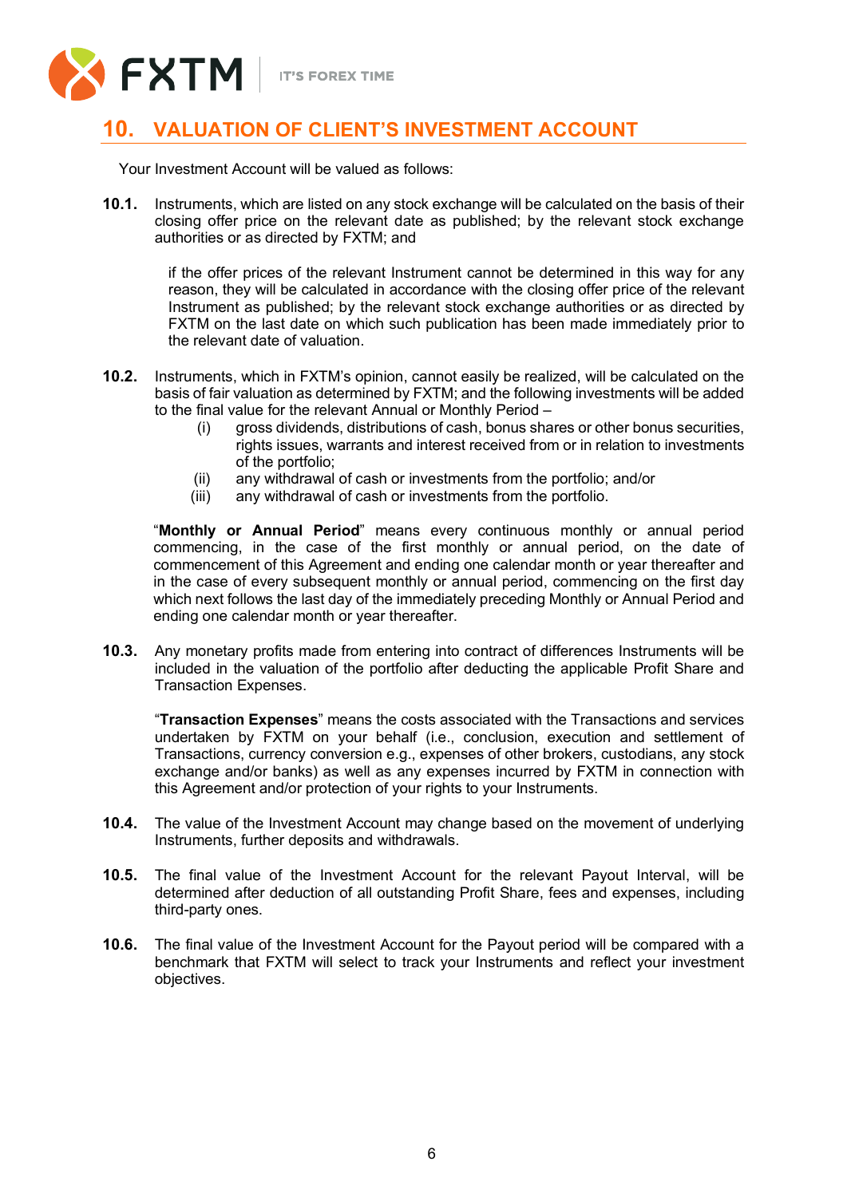## 10. VALUATION OF CLIENT'S INVESTMENT ACCOUNT

Your Investment Account will be valued as follows:

**10.1.** Instruments, which are listed on any stock exchange will be calculated on the basis of their closing offer price on the relevant date as published; by the relevant stock exchange authorities or as directed by FXTM; and

if the offer prices of the relevant Instrument cannot be determined in this way for any reason, they will be calculated in accordance with the closing offer price of the relevant Instrument as published; by the relevant stock exchange authorities or as directed by FXTM on the last date on which such publication has been made immediately prior to the relevant date of valuation.

**10.2.** Instruments, which in FXTM's opinion, cannot easily be realized, will be calculated on the basis of fair valuation as determined by FXTM; and the following investments will be added to the final value for the relevant Annual or Monthly Period –

(i) gross dividends, distributions of cash, bonus shares or other bonus securities, rights issues, warrants and interest received from or in relation to investments of the portfolio;

(ii) any withdrawal of cash or investments from the portfolio; and/or

(iii) any withdrawal of cash or investments from the portfolio.

"**Monthly or Annual Period**" means every continuous monthly or annual period commencing, in the case of the first monthly or annual period, on the date of commencement of this Agreement and ending one calendar month or year thereafter and in the case of every subsequent monthly or annual period, commencing on the first day which next follows the last day of the immediately preceding Monthly or Annual Period and ending one calendar month or year thereafter.

**10.3.** Any monetary profits made from entering into contract of differences Instruments will be included in the valuation of the portfolio after deducting the applicable Profit Share and Transaction Expenses.

"**Transaction Expenses**" means the costs associated with the Transactions and services undertaken by FXTM on your behalf (i.e., conclusion, execution and settlement of Transactions, currency conversion e.g., expenses of other brokers, custodians, any stock exchange and/or banks) as well as any expenses incurred by FXTM in connection with this Agreement and/or protection of your rights to your Instruments.

**10.4.** The value of the Investment Account may change based on the movement of underlying Instruments, further deposits and withdrawals.

**10.5.** The final value of the Investment Account for the relevant Payout Interval, will be determined after deduction of all outstanding Profit Share, fees and expenses, including third-party ones.

**10.6.** The final value of the Investment Account for the Payout period will be compared with a benchmark that FXTM will select to track your Instruments and reflect your investment objectives.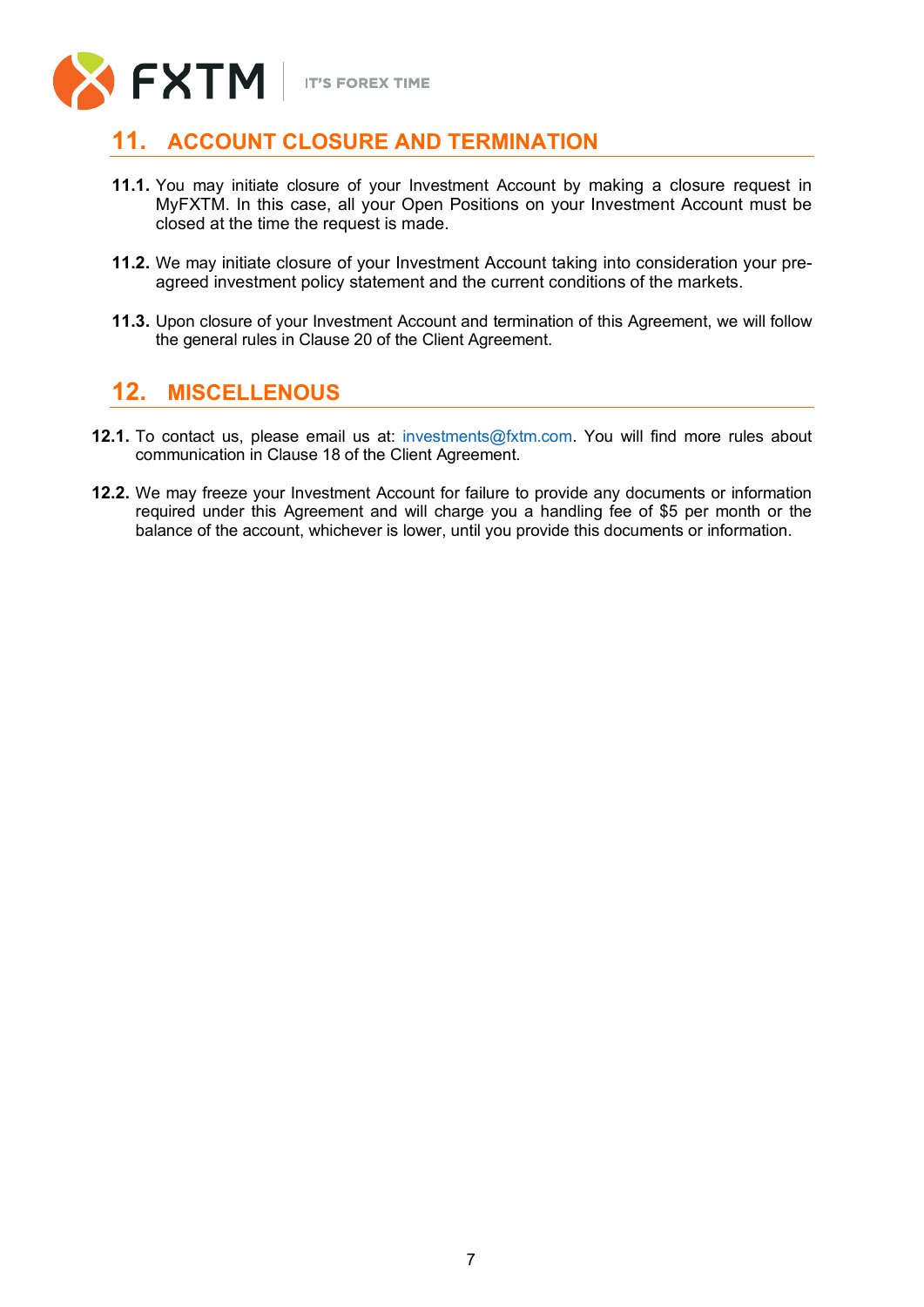## 11. ACCOUNT CLOSURE AND TERMINATION

**11.1.** You may initiate closure of your Investment Account by making a closure request in MyFXTM. In this case, all your Open Positions on your Investment Account must be closed at the time the request is made.

**11.2.** We may initiate closure of your Investment Account taking into consideration your pre-agreed investment policy statement and the current conditions of the markets.

**11.3.** Upon closure of your Investment Account and termination of this Agreement, we will follow the general rules in Clause 20 of the Client Agreement.

## 12. MISCELLENOUS

**12.1.** To contact us, please email us at: investments@fxtm.com. You will find more rules about communication in Clause 18 of the Client Agreement.

**12.2.** We may freeze your Investment Account for failure to provide any documents or information required under this Agreement and will charge you a handling fee of $5 per month or the balance of the account, whichever is lower, until you provide this documents or information.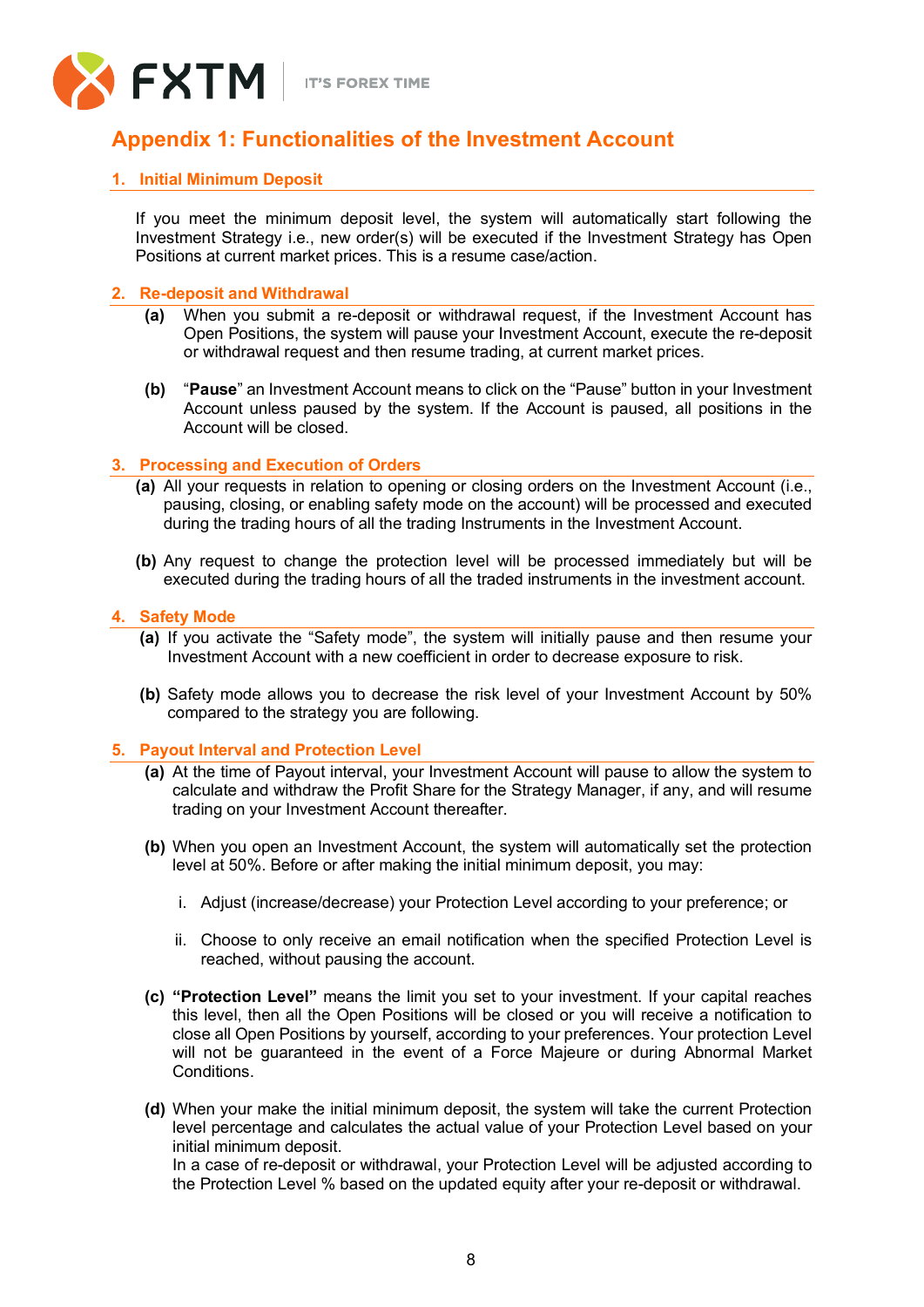# Appendix 1: Functionalities of the Investment Account

## 1. Initial Minimum Deposit

If you meet the minimum deposit level, the system will automatically start following the Investment Strategy i.e., new order(s) will be executed if the Investment Strategy has Open Positions at current market prices. This is a resume case/action.

## 2. Re-deposit and Withdrawal

**(a)** When you submit a re-deposit or withdrawal request, if the Investment Account has Open Positions, the system will pause your Investment Account, execute the re-deposit or withdrawal request and then resume trading, at current market prices.

**(b)** "**Pause**" an Investment Account means to click on the "Pause" button in your Investment Account unless paused by the system. If the Account is paused, all positions in the Account will be closed.

## 3. Processing and Execution of Orders

**(a)** All your requests in relation to opening or closing orders on the Investment Account (i.e., pausing, closing, or enabling safety mode on the account) will be processed and executed during the trading hours of all the trading Instruments in the Investment Account.

**(b)** Any request to change the protection level will be processed immediately but will be executed during the trading hours of all the traded instruments in the investment account.

## 4. Safety Mode

**(a)** If you activate the "Safety mode", the system will initially pause and then resume your Investment Account with a new coefficient in order to decrease exposure to risk.

**(b)** Safety mode allows you to decrease the risk level of your Investment Account by 50% compared to the strategy you are following.

## 5. Payout Interval and Protection Level

**(a)** At the time of Payout interval, your Investment Account will pause to allow the system to calculate and withdraw the Profit Share for the Strategy Manager, if any, and will resume trading on your Investment Account thereafter.

**(b)** When you open an Investment Account, the system will automatically set the protection level at 50%. Before or after making the initial minimum deposit, you may:

i. Adjust (increase/decrease) your Protection Level according to your preference; or

ii. Choose to only receive an email notification when the specified Protection Level is reached, without pausing the account.

**(c)** **"Protection Level"** means the limit you set to your investment. If your capital reaches this level, then all the Open Positions will be closed or you will receive a notification to close all Open Positions by yourself, according to your preferences. Your protection Level will not be guaranteed in the event of a Force Majeure or during Abnormal Market Conditions.

**(d)** When your make the initial minimum deposit, the system will take the current Protection level percentage and calculates the actual value of your Protection Level based on your initial minimum deposit.
In a case of re-deposit or withdrawal, your Protection Level will be adjusted according to the Protection Level % based on the updated equity after your re-deposit or withdrawal.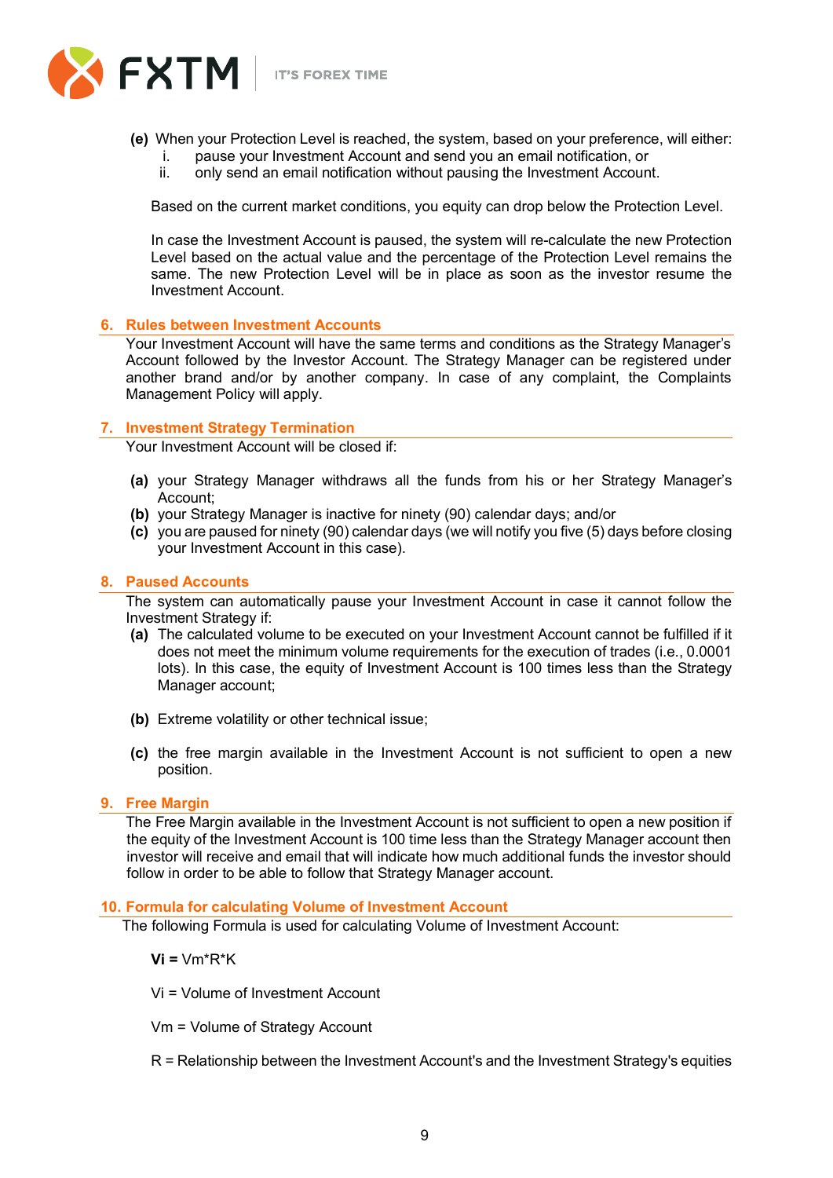**(e)** When your Protection Level is reached, the system, based on your preference, will either:

i. pause your Investment Account and send you an email notification, or
ii. only send an email notification without pausing the Investment Account.

Based on the current market conditions, you equity can drop below the Protection Level.

In case the Investment Account is paused, the system will re-calculate the new Protection Level based on the actual value and the percentage of the Protection Level remains the same. The new Protection Level will be in place as soon as the investor resume the Investment Account.

## 6. Rules between Investment Accounts

Your Investment Account will have the same terms and conditions as the Strategy Manager's Account followed by the Investor Account. The Strategy Manager can be registered under another brand and/or by another company. In case of any complaint, the Complaints Management Policy will apply.

## 7. Investment Strategy Termination

Your Investment Account will be closed if:

**(a)** your Strategy Manager withdraws all the funds from his or her Strategy Manager's Account;
**(b)** your Strategy Manager is inactive for ninety (90) calendar days; and/or
**(c)** you are paused for ninety (90) calendar days (we will notify you five (5) days before closing your Investment Account in this case).

## 8. Paused Accounts

The system can automatically pause your Investment Account in case it cannot follow the Investment Strategy if:

**(a)** The calculated volume to be executed on your Investment Account cannot be fulfilled if it does not meet the minimum volume requirements for the execution of trades (i.e., 0.0001 lots). In this case, the equity of Investment Account is 100 times less than the Strategy Manager account;

**(b)** Extreme volatility or other technical issue;

**(c)** the free margin available in the Investment Account is not sufficient to open a new position.

## 9. Free Margin

The Free Margin available in the Investment Account is not sufficient to open a new position if the equity of the Investment Account is 100 time less than the Strategy Manager account then investor will receive and email that will indicate how much additional funds the investor should follow in order to be able to follow that Strategy Manager account.

## 10. Formula for calculating Volume of Investment Account

The following Formula is used for calculating Volume of Investment Account:

**Vi =** Vm*R*K

Vi = Volume of Investment Account

Vm = Volume of Strategy Account

R = Relationship between the Investment Account's and the Investment Strategy's equities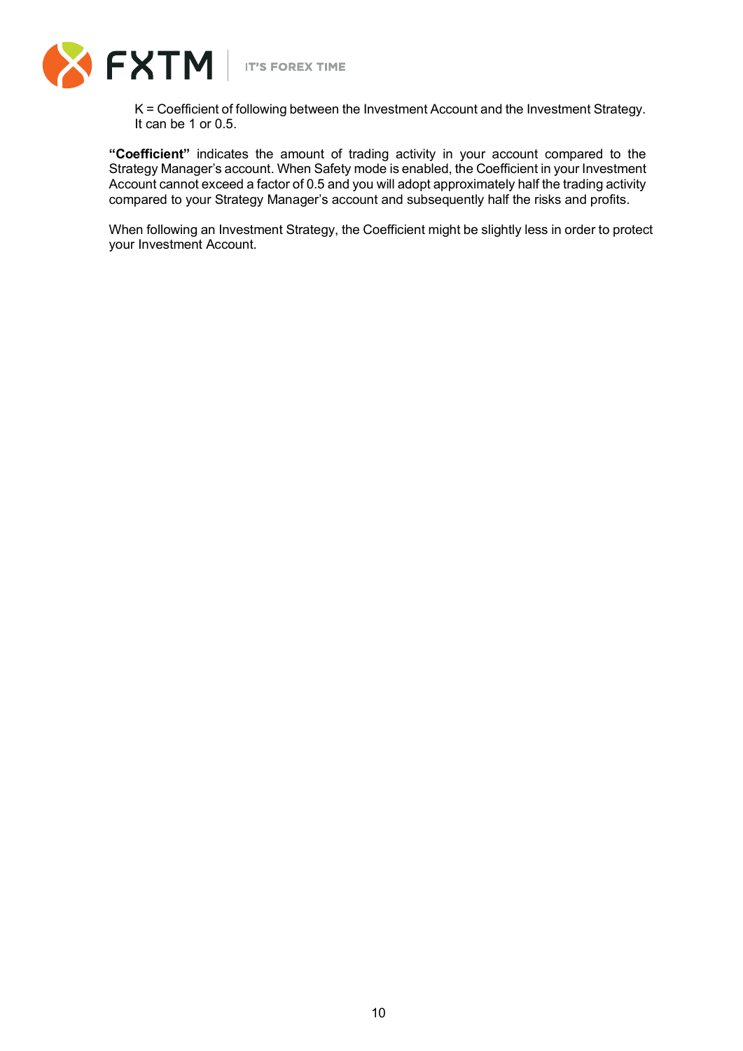K = Coefficient of following between the Investment Account and the Investment Strategy. It can be 1 or 0.5.

**"Coefficient"** indicates the amount of trading activity in your account compared to the Strategy Manager's account. When Safety mode is enabled, the Coefficient in your Investment Account cannot exceed a factor of 0.5 and you will adopt approximately half the trading activity compared to your Strategy Manager's account and subsequently half the risks and profits.

When following an Investment Strategy, the Coefficient might be slightly less in order to protect your Investment Account.